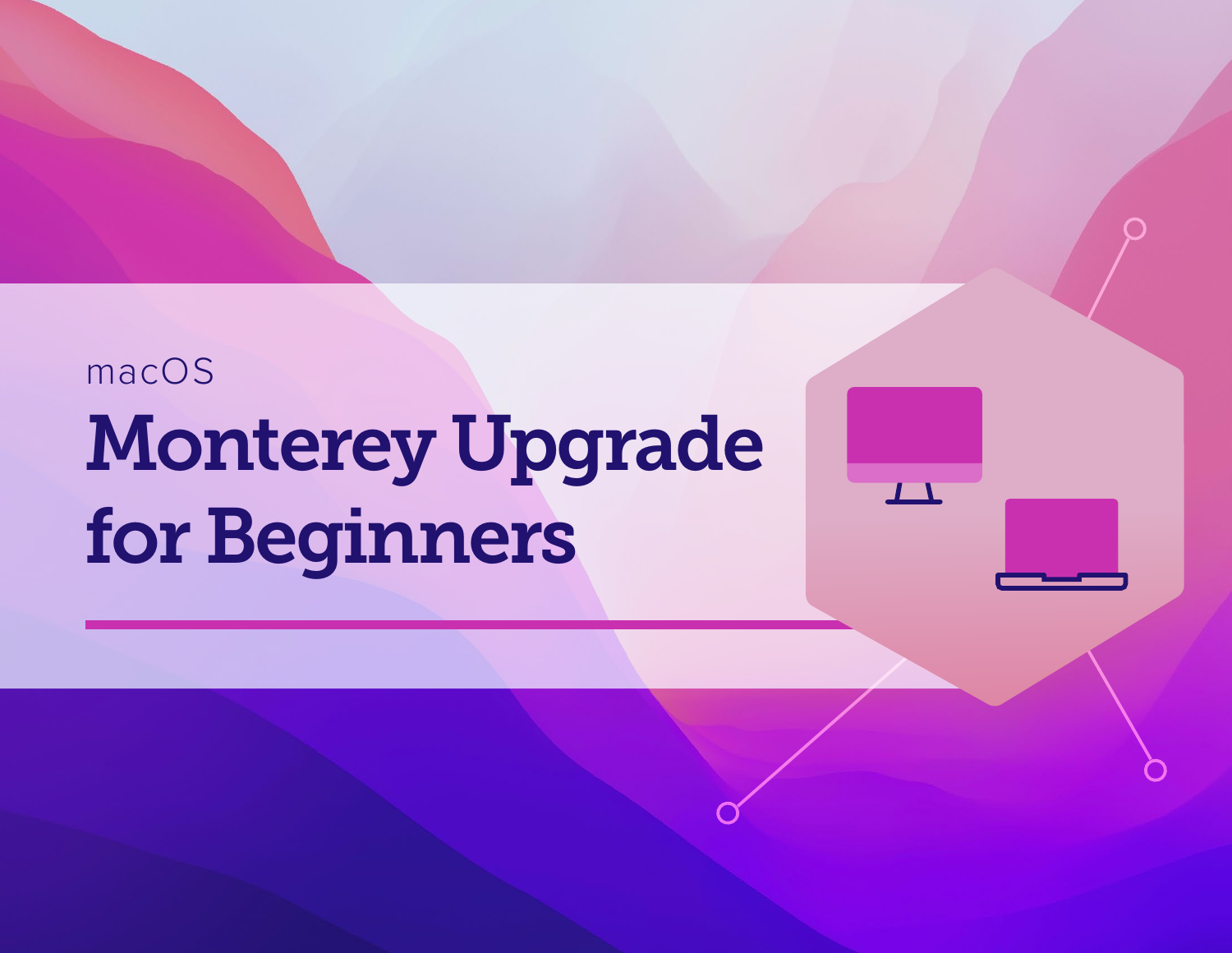macOS

# Monterey Upgrade for Beginners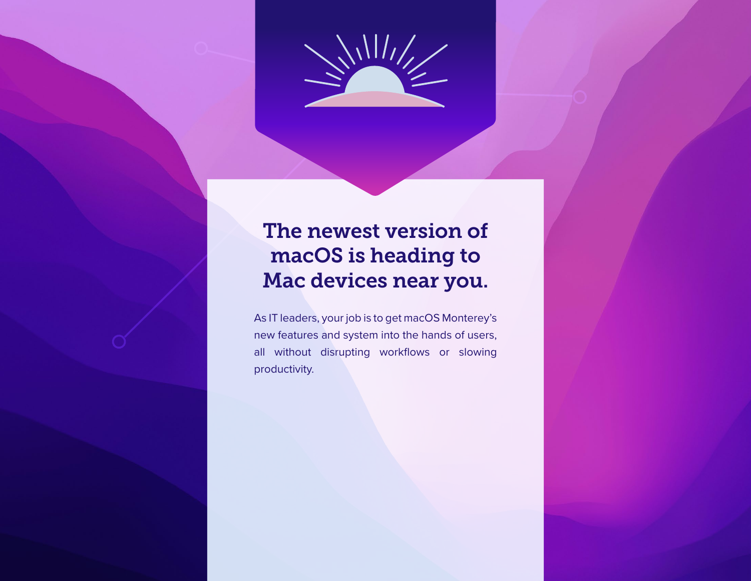# The newest version of macOS is heading to Mac devices near you.

As IT leaders, your job is to get macOS Monterey's new features and system into the hands of users, all without disrupting workflows or slowing productivity.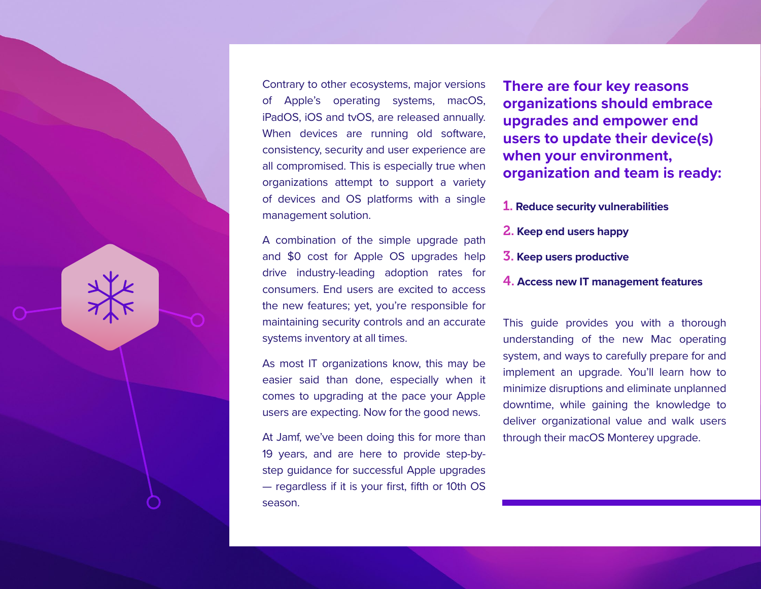Contrary to other ecosystems, major versions of Apple's operating systems, macOS, iPadOS, iOS and tvOS, are released annually. When devices are running old software, consistency, security and user experience are all compromised. This is especially true when organizations attempt to support a variety of devices and OS platforms with a single management solution.

A combination of the simple upgrade path and $0 cost for Apple OS upgrades help drive industry-leading adoption rates for consumers. End users are excited to access the new features; yet, you're responsible for maintaining security controls and an accurate systems inventory at all times.

As most IT organizations know, this may be easier said than done, especially when it comes to upgrading at the pace your Apple users are expecting. Now for the good news.

At Jamf, we've been doing this for more than 19 years, and are here to provide step-by-step guidance for successful Apple upgrades — regardless if it is your first, fifth or 10th OS season.

## There are four key reasons organizations should embrace upgrades and empower end users to update their device(s) when your environment, organization and team is ready:

1. **Reduce security vulnerabilities**
2. **Keep end users happy**
3. **Keep users productive**
4. **Access new IT management features**

This guide provides you with a thorough understanding of the new Mac operating system, and ways to carefully prepare for and implement an upgrade. You'll learn how to minimize disruptions and eliminate unplanned downtime, while gaining the knowledge to deliver organizational value and walk users through their macOS Monterey upgrade.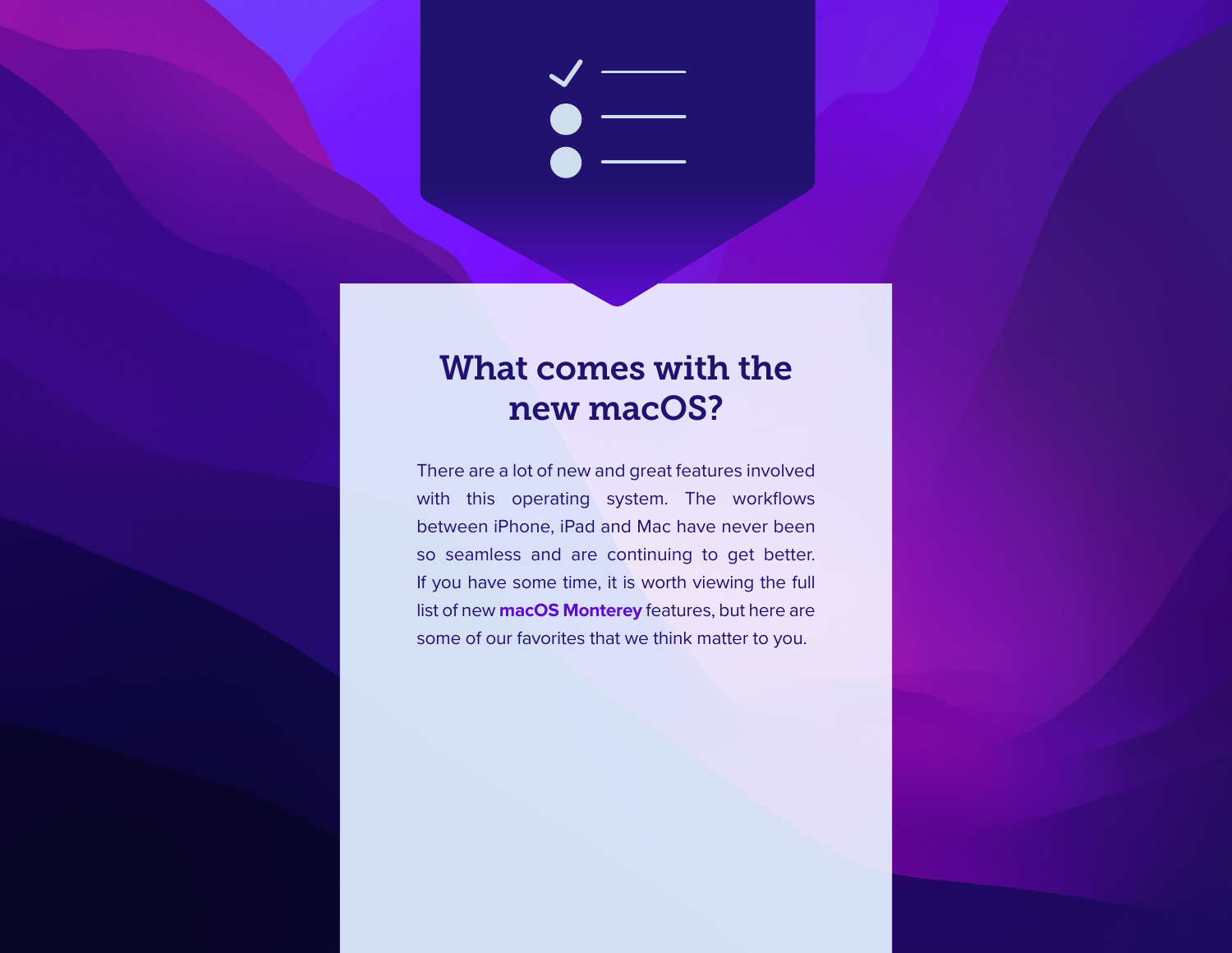# What comes with the new macOS?

There are a lot of new and great features involved with this operating system. The workflows between iPhone, iPad and Mac have never been so seamless and are continuing to get better. If you have some time, it is worth viewing the full list of new **macOS Monterey** features, but here are some of our favorites that we think matter to you.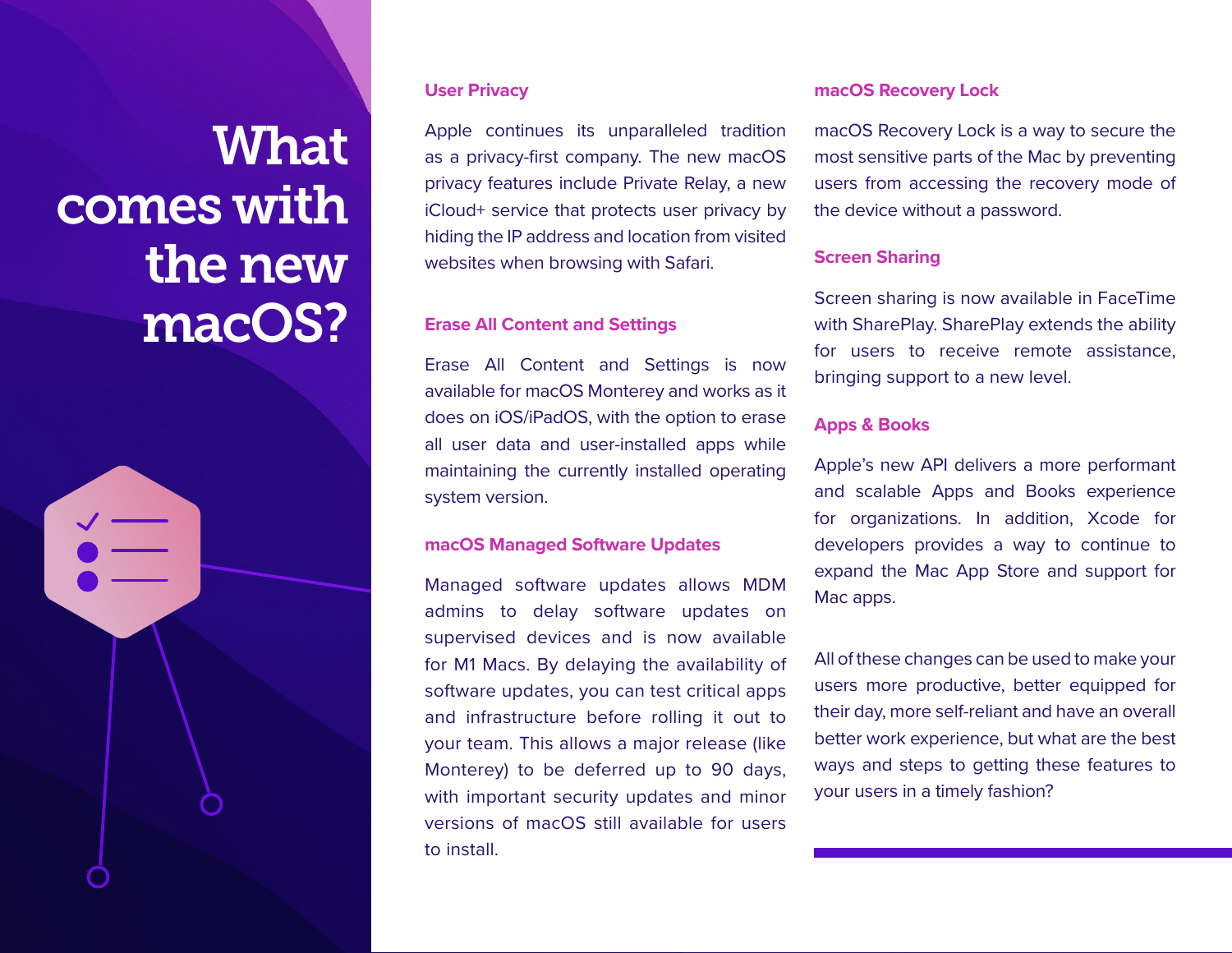# What comes with the new macOS?

## User Privacy

Apple continues its unparalleled tradition as a privacy-first company. The new macOS privacy features include Private Relay, a new iCloud+ service that protects user privacy by hiding the IP address and location from visited websites when browsing with Safari.

## Erase All Content and Settings

Erase All Content and Settings is now available for macOS Monterey and works as it does on iOS/iPadOS, with the option to erase all user data and user-installed apps while maintaining the currently installed operating system version.

## macOS Managed Software Updates

Managed software updates allows MDM admins to delay software updates on supervised devices and is now available for M1 Macs. By delaying the availability of software updates, you can test critical apps and infrastructure before rolling it out to your team. This allows a major release (like Monterey) to be deferred up to 90 days, with important security updates and minor versions of macOS still available for users to install.

## macOS Recovery Lock

macOS Recovery Lock is a way to secure the most sensitive parts of the Mac by preventing users from accessing the recovery mode of the device without a password.

## Screen Sharing

Screen sharing is now available in FaceTime with SharePlay. SharePlay extends the ability for users to receive remote assistance, bringing support to a new level.

## Apps & Books

Apple's new API delivers a more performant and scalable Apps and Books experience for organizations. In addition, Xcode for developers provides a way to continue to expand the Mac App Store and support for Mac apps.

All of these changes can be used to make your users more productive, better equipped for their day, more self-reliant and have an overall better work experience, but what are the best ways and steps to getting these features to your users in a timely fashion?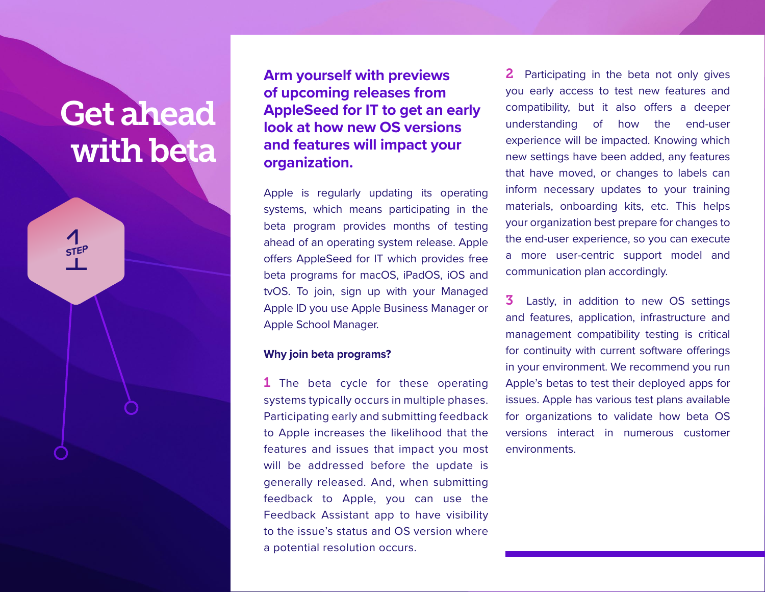# Get ahead with beta

STEP 1

## Arm yourself with previews of upcoming releases from AppleSeed for IT to get an early look at how new OS versions and features will impact your organization.

Apple is regularly updating its operating systems, which means participating in the beta program provides months of testing ahead of an operating system release. Apple offers AppleSeed for IT which provides free beta programs for macOS, iPadOS, iOS and tvOS. To join, sign up with your Managed Apple ID you use Apple Business Manager or Apple School Manager.

### Why join beta programs?

**1** The beta cycle for these operating systems typically occurs in multiple phases. Participating early and submitting feedback to Apple increases the likelihood that the features and issues that impact you most will be addressed before the update is generally released. And, when submitting feedback to Apple, you can use the Feedback Assistant app to have visibility to the issue's status and OS version where a potential resolution occurs.

**2** Participating in the beta not only gives you early access to test new features and compatibility, but it also offers a deeper understanding of how the end-user experience will be impacted. Knowing which new settings have been added, any features that have moved, or changes to labels can inform necessary updates to your training materials, onboarding kits, etc. This helps your organization best prepare for changes to the end-user experience, so you can execute a more user-centric support model and communication plan accordingly.

**3** Lastly, in addition to new OS settings and features, application, infrastructure and management compatibility testing is critical for continuity with current software offerings in your environment. We recommend you run Apple's betas to test their deployed apps for issues. Apple has various test plans available for organizations to validate how beta OS versions interact in numerous customer environments.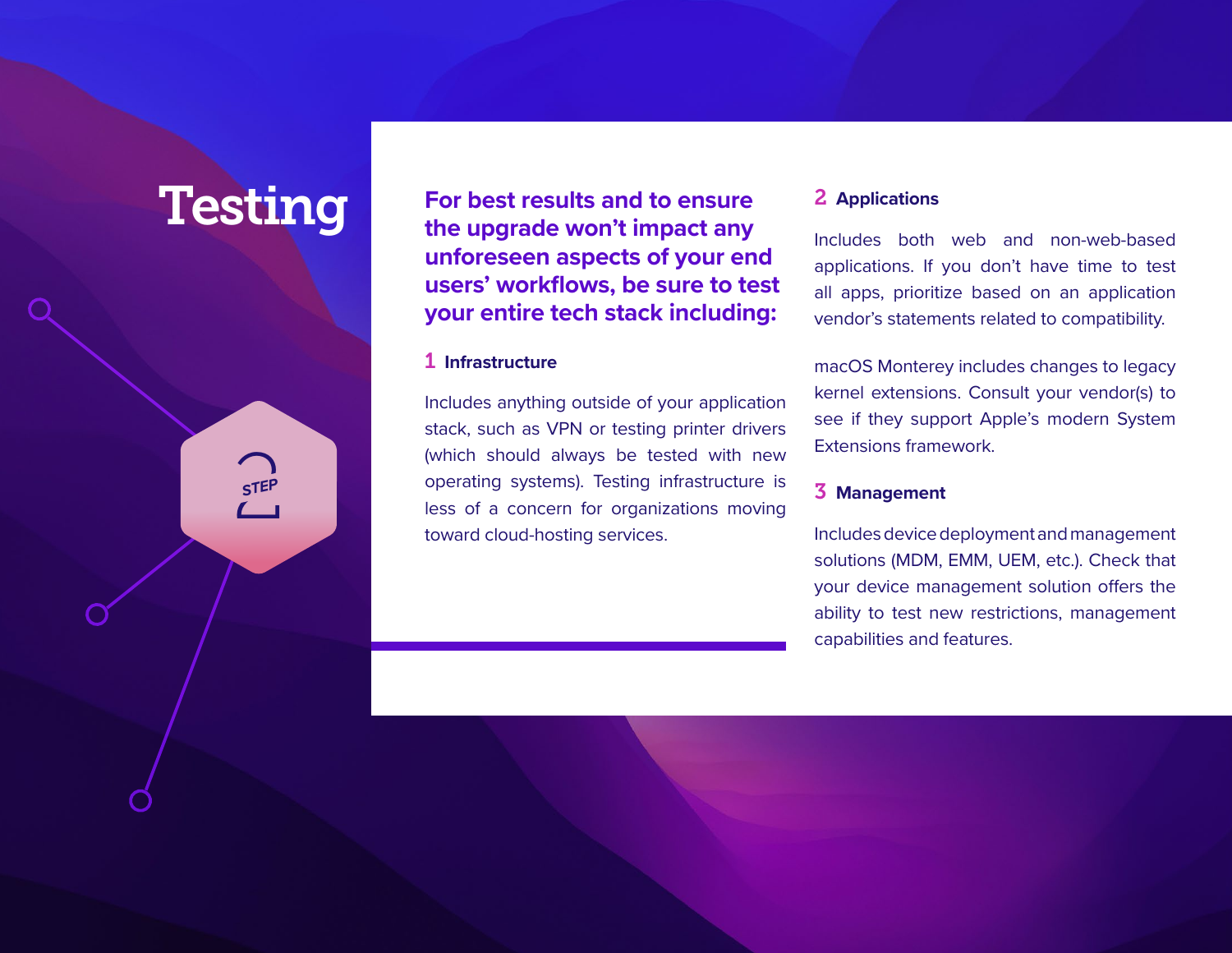# Testing

STEP 2

**For best results and to ensure the upgrade won't impact any unforeseen aspects of your end users' workflows, be sure to test your entire tech stack including:**

### 1 Infrastructure

Includes anything outside of your application stack, such as VPN or testing printer drivers (which should always be tested with new operating systems). Testing infrastructure is less of a concern for organizations moving toward cloud-hosting services.

### 2 Applications

Includes both web and non-web-based applications. If you don't have time to test all apps, prioritize based on an application vendor's statements related to compatibility.

macOS Monterey includes changes to legacy kernel extensions. Consult your vendor(s) to see if they support Apple's modern System Extensions framework.

### 3 Management

Includes device deployment and management solutions (MDM, EMM, UEM, etc.). Check that your device management solution offers the ability to test new restrictions, management capabilities and features.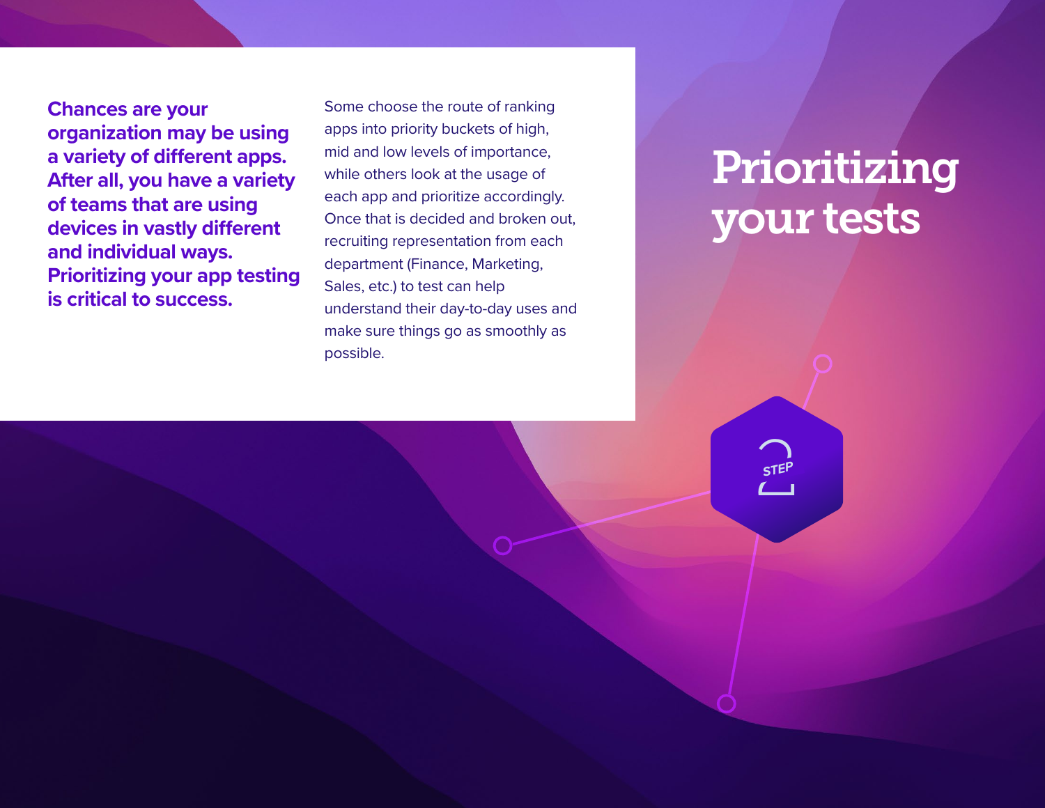# Prioritizing your tests

STEP 2

**Chances are your organization may be using a variety of different apps. After all, you have a variety of teams that are using devices in vastly different and individual ways. Prioritizing your app testing is critical to success.**

Some choose the route of ranking apps into priority buckets of high, mid and low levels of importance, while others look at the usage of each app and prioritize accordingly. Once that is decided and broken out, recruiting representation from each department (Finance, Marketing, Sales, etc.) to test can help understand their day-to-day uses and make sure things go as smoothly as possible.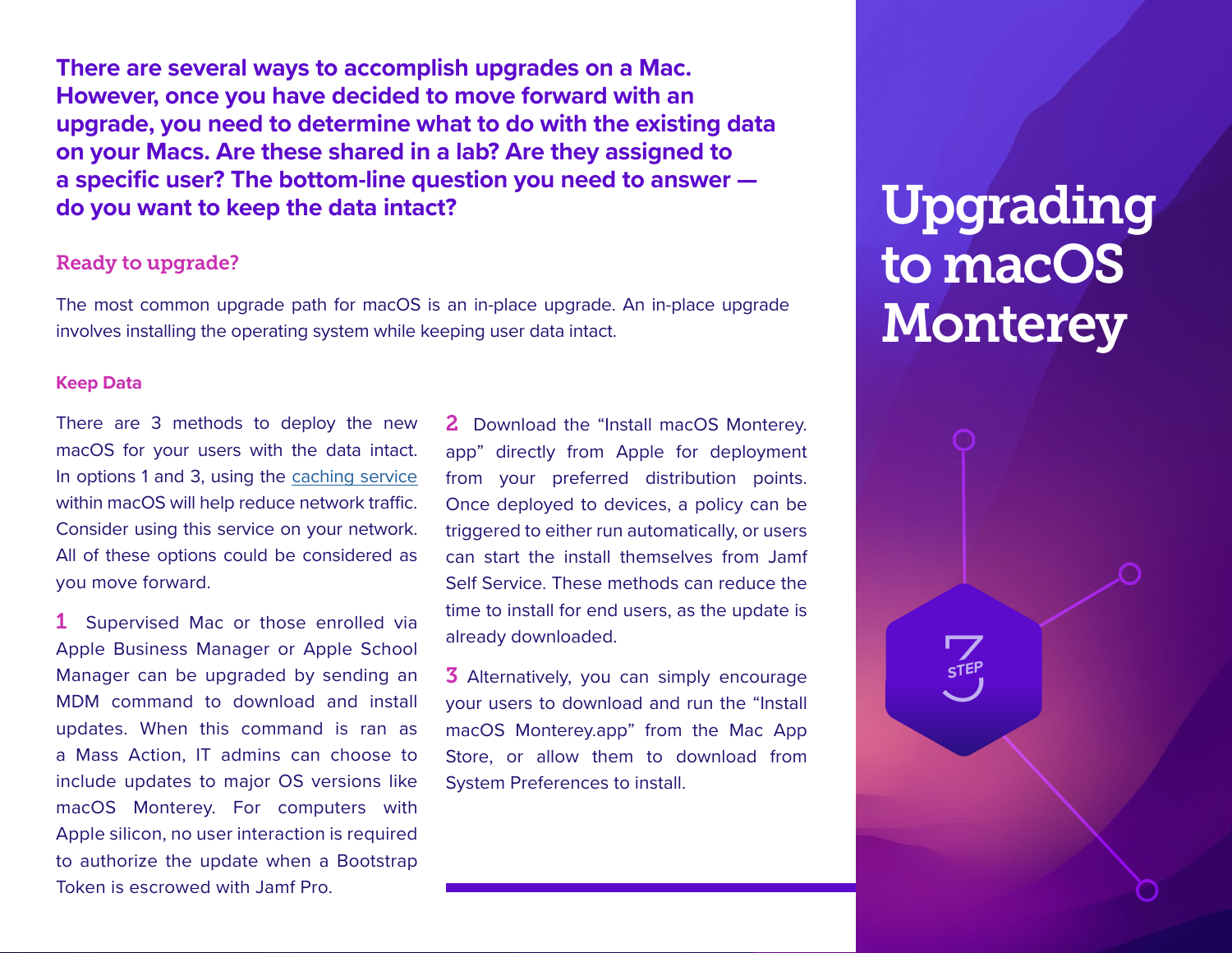# Upgrading to macOS Monterey

STEP 3

**There are several ways to accomplish upgrades on a Mac. However, once you have decided to move forward with an upgrade, you need to determine what to do with the existing data on your Macs. Are these shared in a lab? Are they assigned to a specific user? The bottom-line question you need to answer — do you want to keep the data intact?**

## Ready to upgrade?

The most common upgrade path for macOS is an in-place upgrade. An in-place upgrade involves installing the operating system while keeping user data intact.

### Keep Data

There are 3 methods to deploy the new macOS for your users with the data intact. In options 1 and 3, using the caching service within macOS will help reduce network traffic. Consider using this service on your network. All of these options could be considered as you move forward.

**1** Supervised Mac or those enrolled via Apple Business Manager or Apple School Manager can be upgraded by sending an MDM command to download and install updates. When this command is ran as a Mass Action, IT admins can choose to include updates to major OS versions like macOS Monterey. For computers with Apple silicon, no user interaction is required to authorize the update when a Bootstrap Token is escrowed with Jamf Pro.

**2** Download the "Install macOS Monterey.app" directly from Apple for deployment from your preferred distribution points. Once deployed to devices, a policy can be triggered to either run automatically, or users can start the install themselves from Jamf Self Service. These methods can reduce the time to install for end users, as the update is already downloaded.

**3** Alternatively, you can simply encourage your users to download and run the "Install macOS Monterey.app" from the Mac App Store, or allow them to download from System Preferences to install.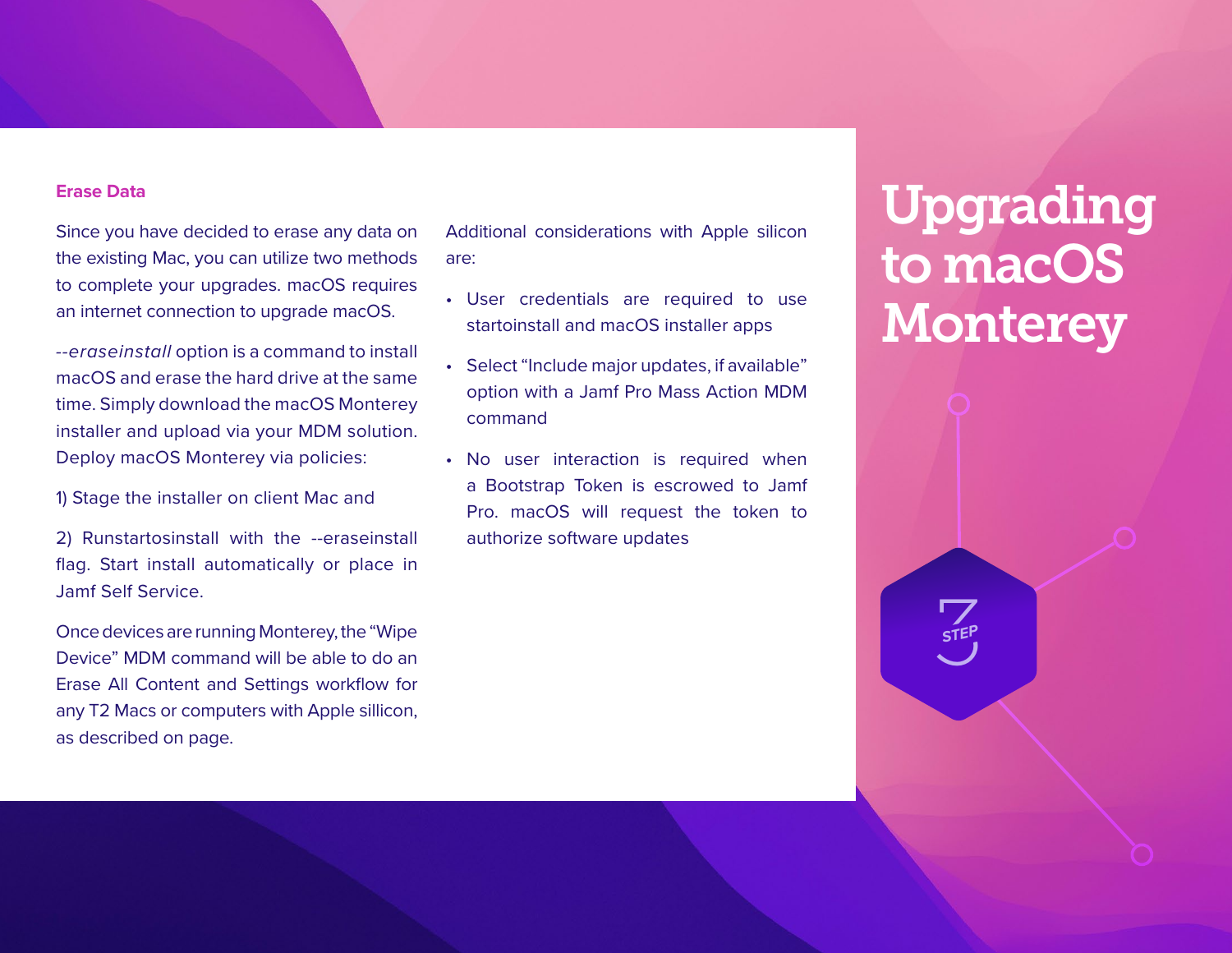# Upgrading to macOS Monterey

STEP 3

### Erase Data

Since you have decided to erase any data on the existing Mac, you can utilize two methods to complete your upgrades. macOS requires an internet connection to upgrade macOS.

*--eraseinstall* option is a command to install macOS and erase the hard drive at the same time. Simply download the macOS Monterey installer and upload via your MDM solution. Deploy macOS Monterey via policies:

1) Stage the installer on client Mac and

2) Runstartosinstall with the --eraseinstall flag. Start install automatically or place in Jamf Self Service.

Once devices are running Monterey, the "Wipe Device" MDM command will be able to do an Erase All Content and Settings workflow for any T2 Macs or computers with Apple sillicon, as described on page.

Additional considerations with Apple silicon are:

- User credentials are required to use startoinstall and macOS installer apps
- Select "Include major updates, if available" option with a Jamf Pro Mass Action MDM command
- No user interaction is required when a Bootstrap Token is escrowed to Jamf Pro. macOS will request the token to authorize software updates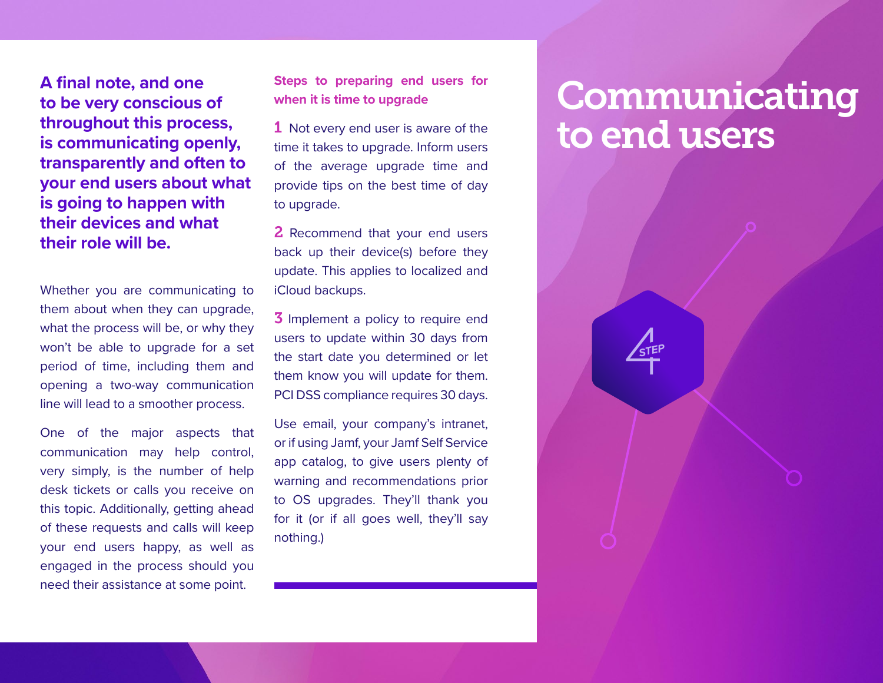# Communicating to end users

STEP 4

**A final note, and one to be very conscious of throughout this process, is communicating openly, transparently and often to your end users about what is going to happen with their devices and what their role will be.**

Whether you are communicating to them about when they can upgrade, what the process will be, or why they won't be able to upgrade for a set period of time, including them and opening a two-way communication line will lead to a smoother process.

One of the major aspects that communication may help control, very simply, is the number of help desk tickets or calls you receive on this topic. Additionally, getting ahead of these requests and calls will keep your end users happy, as well as engaged in the process should you need their assistance at some point.

### Steps to preparing end users for when it is time to upgrade

1. Not every end user is aware of the time it takes to upgrade. Inform users of the average upgrade time and provide tips on the best time of day to upgrade.

2. Recommend that your end users back up their device(s) before they update. This applies to localized and iCloud backups.

3. Implement a policy to require end users to update within 30 days from the start date you determined or let them know you will update for them. PCI DSS compliance requires 30 days.

Use email, your company's intranet, or if using Jamf, your Jamf Self Service app catalog, to give users plenty of warning and recommendations prior to OS upgrades. They'll thank you for it (or if all goes well, they'll say nothing.)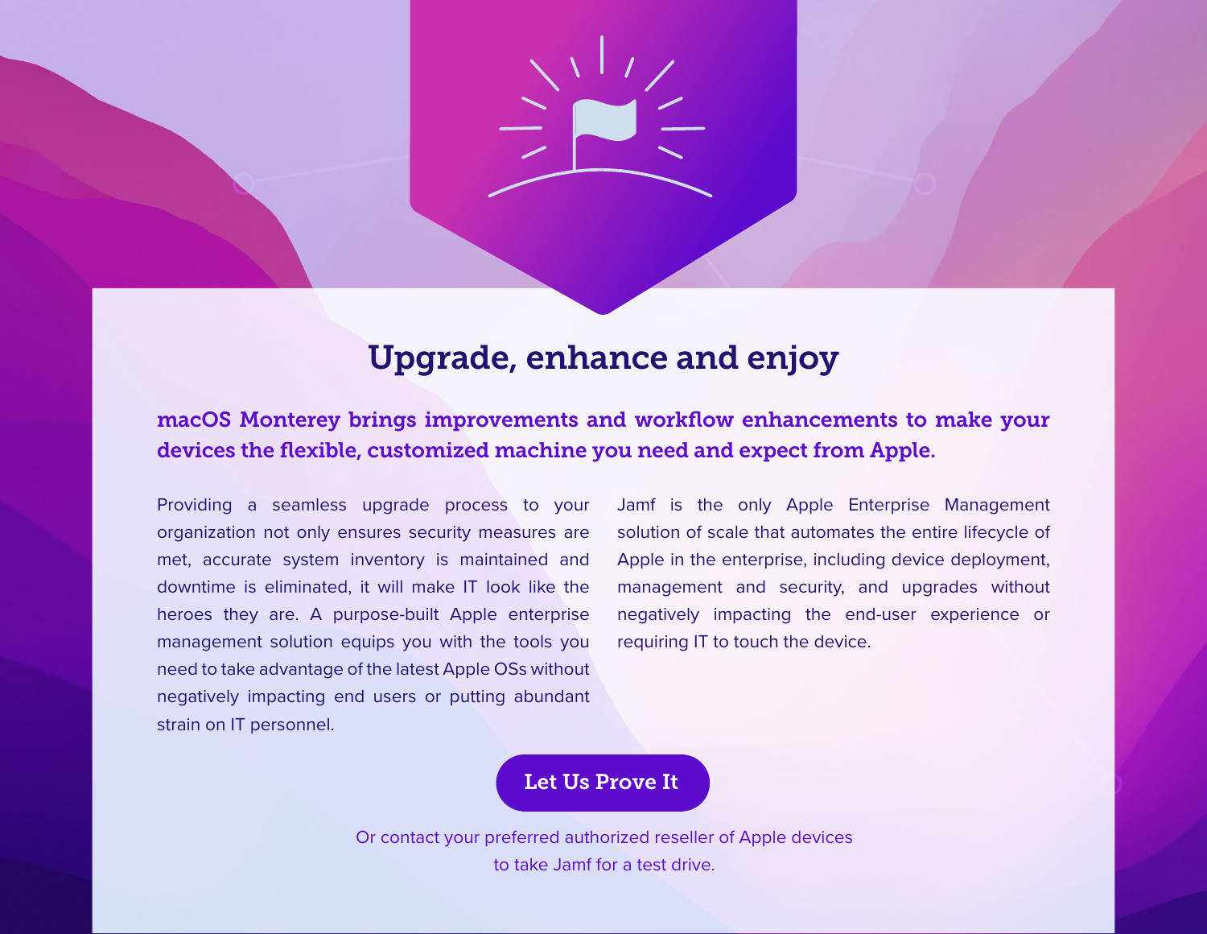# Upgrade, enhance and enjoy

**macOS Monterey brings improvements and workflow enhancements to make your devices the flexible, customized machine you need and expect from Apple.**

Providing a seamless upgrade process to your organization not only ensures security measures are met, accurate system inventory is maintained and downtime is eliminated, it will make IT look like the heroes they are. A purpose-built Apple enterprise management solution equips you with the tools you need to take advantage of the latest Apple OSs without negatively impacting end users or putting abundant strain on IT personnel.

Jamf is the only Apple Enterprise Management solution of scale that automates the entire lifecycle of Apple in the enterprise, including device deployment, management and security, and upgrades without negatively impacting the end-user experience or requiring IT to touch the device.

**Let Us Prove It**

Or contact your preferred authorized reseller of Apple devices to take Jamf for a test drive.